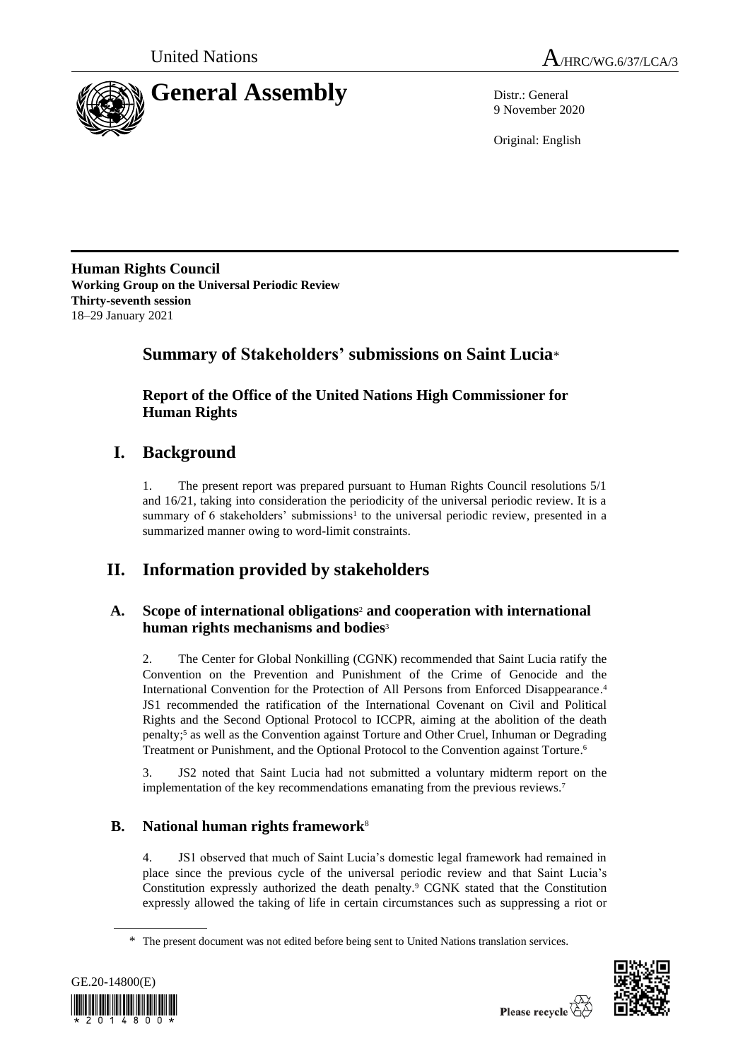United Nations A/HRC/WG.6/37/LCA/3

# General Assembly

Distr.: General
9 November 2020

Original: English

**Human Rights Council**
**Working Group on the Universal Periodic Review**
**Thirty-seventh session**
18–29 January 2021

## Summary of Stakeholders' submissions on Saint Lucia*

### Report of the Office of the United Nations High Commissioner for Human Rights

## I. Background

1. The present report was prepared pursuant to Human Rights Council resolutions 5/1 and 16/21, taking into consideration the periodicity of the universal periodic review. It is a summary of 6 stakeholders' submissions[1] to the universal periodic review, presented in a summarized manner owing to word-limit constraints.

## II. Information provided by stakeholders

### A. Scope of international obligations[2] and cooperation with international human rights mechanisms and bodies[3]

2. The Center for Global Nonkilling (CGNK) recommended that Saint Lucia ratify the Convention on the Prevention and Punishment of the Crime of Genocide and the International Convention for the Protection of All Persons from Enforced Disappearance.[4] JS1 recommended the ratification of the International Covenant on Civil and Political Rights and the Second Optional Protocol to ICCPR, aiming at the abolition of the death penalty;[5] as well as the Convention against Torture and Other Cruel, Inhuman or Degrading Treatment or Punishment, and the Optional Protocol to the Convention against Torture.[6]

3. JS2 noted that Saint Lucia had not submitted a voluntary midterm report on the implementation of the key recommendations emanating from the previous reviews.[7]

### B. National human rights framework[8]

4. JS1 observed that much of Saint Lucia's domestic legal framework had remained in place since the previous cycle of the universal periodic review and that Saint Lucia's Constitution expressly authorized the death penalty.[9] CGNK stated that the Constitution expressly allowed the taking of life in certain circumstances such as suppressing a riot or

\* The present document was not edited before being sent to United Nations translation services.

GE.20-14800(E)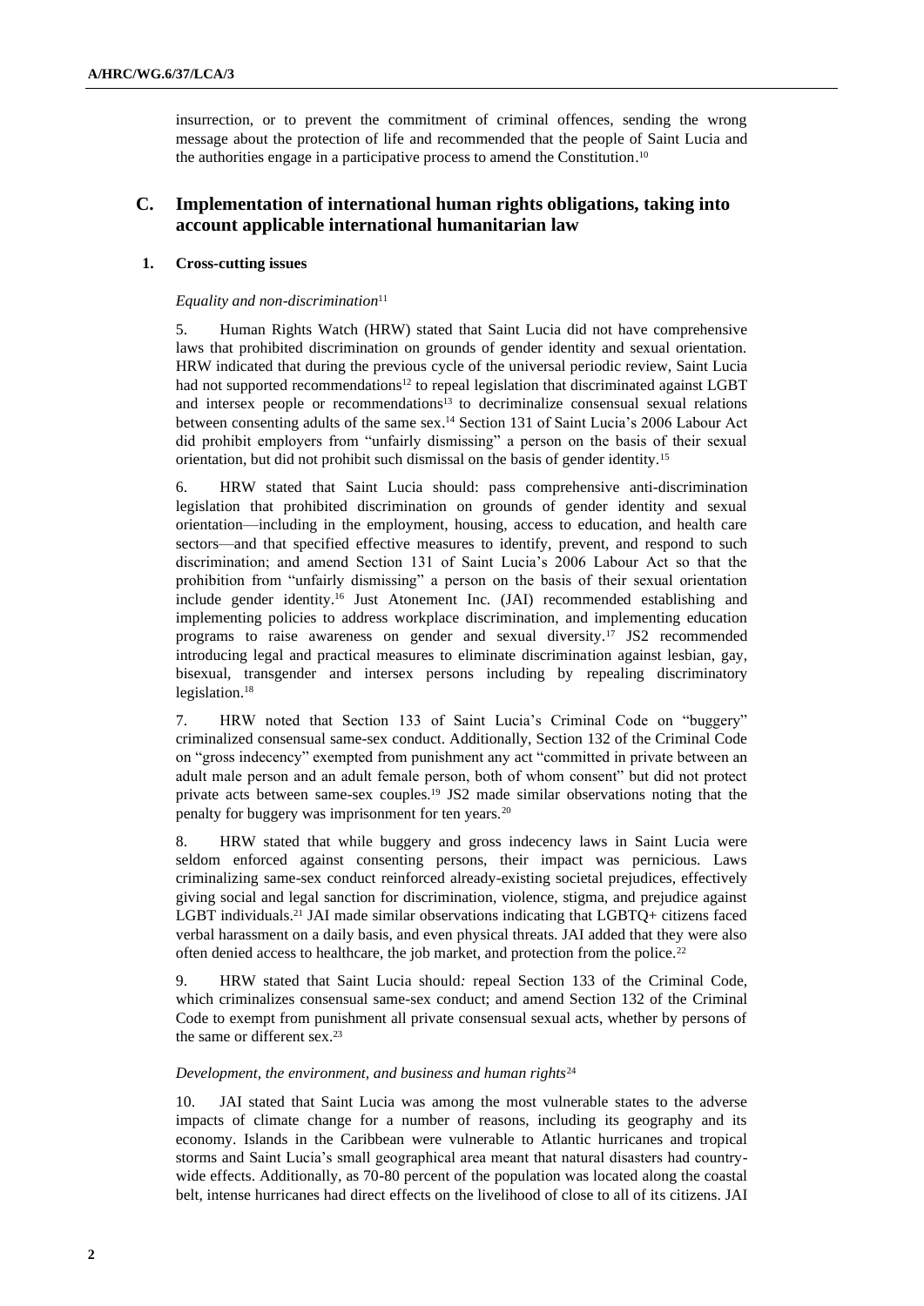insurrection, or to prevent the commitment of criminal offences, sending the wrong message about the protection of life and recommended that the people of Saint Lucia and the authorities engage in a participative process to amend the Constitution.[10]

## C. Implementation of international human rights obligations, taking into account applicable international humanitarian law

### 1. Cross-cutting issues

*Equality and non-discrimination*[11]

5. Human Rights Watch (HRW) stated that Saint Lucia did not have comprehensive laws that prohibited discrimination on grounds of gender identity and sexual orientation. HRW indicated that during the previous cycle of the universal periodic review, Saint Lucia had not supported recommendations[12] to repeal legislation that discriminated against LGBT and intersex people or recommendations[13] to decriminalize consensual sexual relations between consenting adults of the same sex.[14] Section 131 of Saint Lucia's 2006 Labour Act did prohibit employers from "unfairly dismissing" a person on the basis of their sexual orientation, but did not prohibit such dismissal on the basis of gender identity.[15]

6. HRW stated that Saint Lucia should: pass comprehensive anti-discrimination legislation that prohibited discrimination on grounds of gender identity and sexual orientation—including in the employment, housing, access to education, and health care sectors—and that specified effective measures to identify, prevent, and respond to such discrimination; and amend Section 131 of Saint Lucia's 2006 Labour Act so that the prohibition from "unfairly dismissing" a person on the basis of their sexual orientation include gender identity.[16] Just Atonement Inc. (JAI) recommended establishing and implementing policies to address workplace discrimination, and implementing education programs to raise awareness on gender and sexual diversity.[17] JS2 recommended introducing legal and practical measures to eliminate discrimination against lesbian, gay, bisexual, transgender and intersex persons including by repealing discriminatory legislation.[18]

7. HRW noted that Section 133 of Saint Lucia's Criminal Code on "buggery" criminalized consensual same-sex conduct. Additionally, Section 132 of the Criminal Code on "gross indecency" exempted from punishment any act "committed in private between an adult male person and an adult female person, both of whom consent" but did not protect private acts between same-sex couples.[19] JS2 made similar observations noting that the penalty for buggery was imprisonment for ten years.[20]

8. HRW stated that while buggery and gross indecency laws in Saint Lucia were seldom enforced against consenting persons, their impact was pernicious. Laws criminalizing same-sex conduct reinforced already-existing societal prejudices, effectively giving social and legal sanction for discrimination, violence, stigma, and prejudice against LGBT individuals.[21] JAI made similar observations indicating that LGBTQ+ citizens faced verbal harassment on a daily basis, and even physical threats. JAI added that they were also often denied access to healthcare, the job market, and protection from the police.[22]

9. HRW stated that Saint Lucia should*:* repeal Section 133 of the Criminal Code, which criminalizes consensual same-sex conduct; and amend Section 132 of the Criminal Code to exempt from punishment all private consensual sexual acts, whether by persons of the same or different sex.[23]

*Development, the environment, and business and human rights*[24]

10. JAI stated that Saint Lucia was among the most vulnerable states to the adverse impacts of climate change for a number of reasons, including its geography and its economy. Islands in the Caribbean were vulnerable to Atlantic hurricanes and tropical storms and Saint Lucia's small geographical area meant that natural disasters had country-wide effects. Additionally, as 70-80 percent of the population was located along the coastal belt, intense hurricanes had direct effects on the livelihood of close to all of its citizens. JAI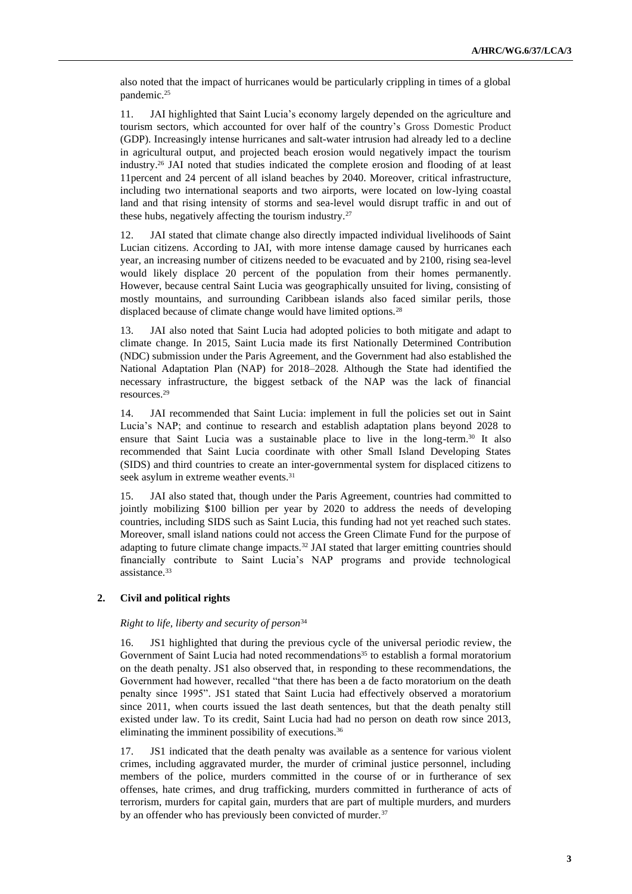also noted that the impact of hurricanes would be particularly crippling in times of a global pandemic.[25]

11. JAI highlighted that Saint Lucia's economy largely depended on the agriculture and tourism sectors, which accounted for over half of the country's Gross Domestic Product (GDP). Increasingly intense hurricanes and salt-water intrusion had already led to a decline in agricultural output, and projected beach erosion would negatively impact the tourism industry.[26] JAI noted that studies indicated the complete erosion and flooding of at least 11percent and 24 percent of all island beaches by 2040. Moreover, critical infrastructure, including two international seaports and two airports, were located on low-lying coastal land and that rising intensity of storms and sea-level would disrupt traffic in and out of these hubs, negatively affecting the tourism industry.[27]

12. JAI stated that climate change also directly impacted individual livelihoods of Saint Lucian citizens. According to JAI, with more intense damage caused by hurricanes each year, an increasing number of citizens needed to be evacuated and by 2100, rising sea-level would likely displace 20 percent of the population from their homes permanently. However, because central Saint Lucia was geographically unsuited for living, consisting of mostly mountains, and surrounding Caribbean islands also faced similar perils, those displaced because of climate change would have limited options.[28]

13. JAI also noted that Saint Lucia had adopted policies to both mitigate and adapt to climate change. In 2015, Saint Lucia made its first Nationally Determined Contribution (NDC) submission under the Paris Agreement, and the Government had also established the National Adaptation Plan (NAP) for 2018–2028. Although the State had identified the necessary infrastructure, the biggest setback of the NAP was the lack of financial resources.[29]

14. JAI recommended that Saint Lucia: implement in full the policies set out in Saint Lucia's NAP; and continue to research and establish adaptation plans beyond 2028 to ensure that Saint Lucia was a sustainable place to live in the long-term.[30] It also recommended that Saint Lucia coordinate with other Small Island Developing States (SIDS) and third countries to create an inter-governmental system for displaced citizens to seek asylum in extreme weather events.[31]

15. JAI also stated that, though under the Paris Agreement, countries had committed to jointly mobilizing $100 billion per year by 2020 to address the needs of developing countries, including SIDS such as Saint Lucia, this funding had not yet reached such states. Moreover, small island nations could not access the Green Climate Fund for the purpose of adapting to future climate change impacts.[32] JAI stated that larger emitting countries should financially contribute to Saint Lucia's NAP programs and provide technological assistance.[33]

## 2. Civil and political rights

*Right to life, liberty and security of person*[34]

16. JS1 highlighted that during the previous cycle of the universal periodic review, the Government of Saint Lucia had noted recommendations[35] to establish a formal moratorium on the death penalty. JS1 also observed that, in responding to these recommendations, the Government had however, recalled "that there has been a de facto moratorium on the death penalty since 1995". JS1 stated that Saint Lucia had effectively observed a moratorium since 2011, when courts issued the last death sentences, but that the death penalty still existed under law. To its credit, Saint Lucia had had no person on death row since 2013, eliminating the imminent possibility of executions.[36]

17. JS1 indicated that the death penalty was available as a sentence for various violent crimes, including aggravated murder, the murder of criminal justice personnel, including members of the police, murders committed in the course of or in furtherance of sex offenses, hate crimes, and drug trafficking, murders committed in furtherance of acts of terrorism, murders for capital gain, murders that are part of multiple murders, and murders by an offender who has previously been convicted of murder.[37]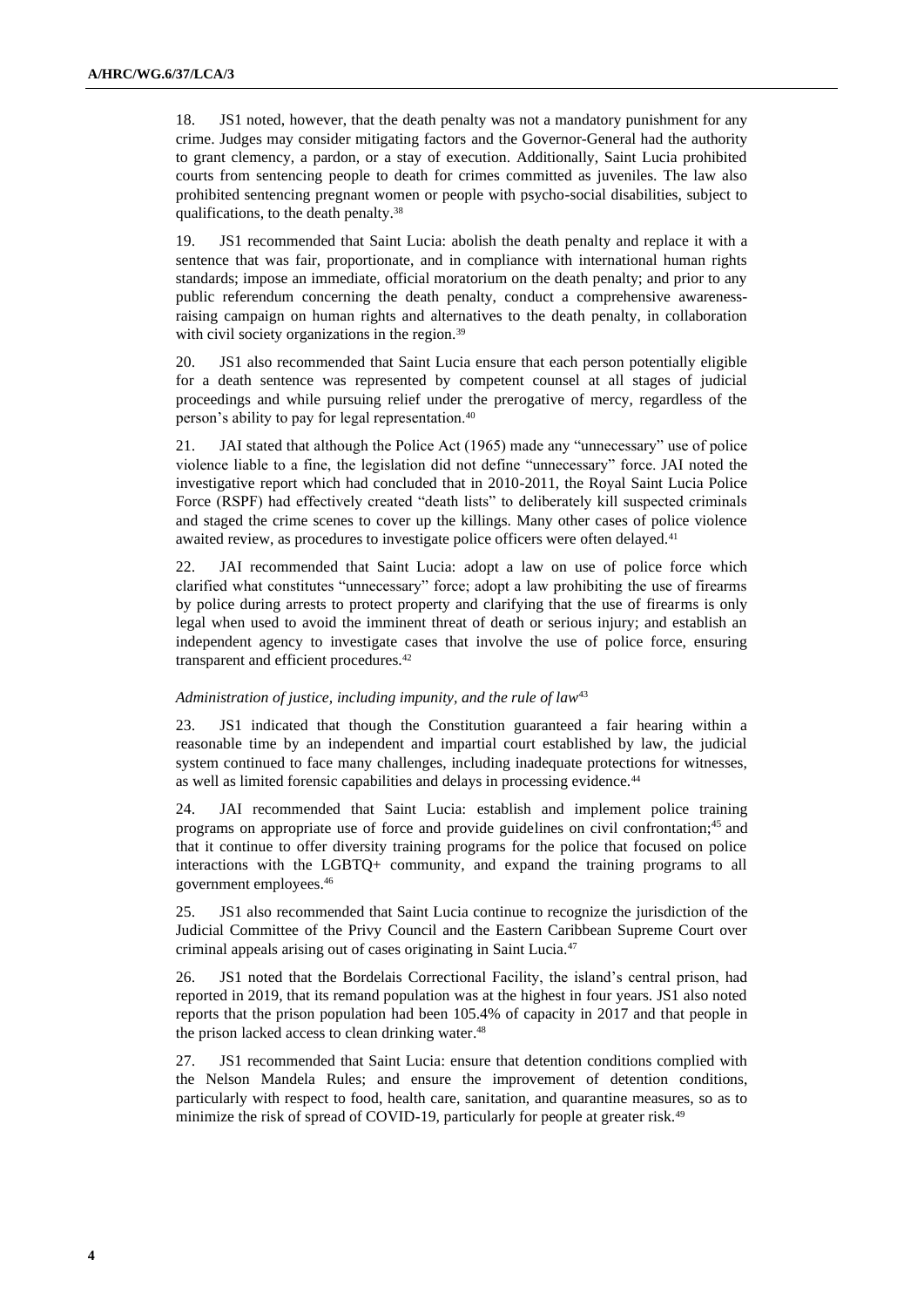18. JS1 noted, however, that the death penalty was not a mandatory punishment for any crime. Judges may consider mitigating factors and the Governor-General had the authority to grant clemency, a pardon, or a stay of execution. Additionally, Saint Lucia prohibited courts from sentencing people to death for crimes committed as juveniles. The law also prohibited sentencing pregnant women or people with psycho-social disabilities, subject to qualifications, to the death penalty.[38]

19. JS1 recommended that Saint Lucia: abolish the death penalty and replace it with a sentence that was fair, proportionate, and in compliance with international human rights standards; impose an immediate, official moratorium on the death penalty; and prior to any public referendum concerning the death penalty, conduct a comprehensive awareness-raising campaign on human rights and alternatives to the death penalty, in collaboration with civil society organizations in the region.[39]

20. JS1 also recommended that Saint Lucia ensure that each person potentially eligible for a death sentence was represented by competent counsel at all stages of judicial proceedings and while pursuing relief under the prerogative of mercy, regardless of the person's ability to pay for legal representation.[40]

21. JAI stated that although the Police Act (1965) made any "unnecessary" use of police violence liable to a fine, the legislation did not define "unnecessary" force. JAI noted the investigative report which had concluded that in 2010-2011, the Royal Saint Lucia Police Force (RSPF) had effectively created "death lists" to deliberately kill suspected criminals and staged the crime scenes to cover up the killings. Many other cases of police violence awaited review, as procedures to investigate police officers were often delayed.[41]

22. JAI recommended that Saint Lucia: adopt a law on use of police force which clarified what constitutes "unnecessary" force; adopt a law prohibiting the use of firearms by police during arrests to protect property and clarifying that the use of firearms is only legal when used to avoid the imminent threat of death or serious injury; and establish an independent agency to investigate cases that involve the use of police force, ensuring transparent and efficient procedures.[42]

*Administration of justice, including impunity, and the rule of law*[43]

23. JS1 indicated that though the Constitution guaranteed a fair hearing within a reasonable time by an independent and impartial court established by law, the judicial system continued to face many challenges, including inadequate protections for witnesses, as well as limited forensic capabilities and delays in processing evidence.[44]

24. JAI recommended that Saint Lucia: establish and implement police training programs on appropriate use of force and provide guidelines on civil confrontation;[45] and that it continue to offer diversity training programs for the police that focused on police interactions with the LGBTQ+ community, and expand the training programs to all government employees.[46]

25. JS1 also recommended that Saint Lucia continue to recognize the jurisdiction of the Judicial Committee of the Privy Council and the Eastern Caribbean Supreme Court over criminal appeals arising out of cases originating in Saint Lucia.[47]

26. JS1 noted that the Bordelais Correctional Facility, the island's central prison, had reported in 2019, that its remand population was at the highest in four years. JS1 also noted reports that the prison population had been 105.4% of capacity in 2017 and that people in the prison lacked access to clean drinking water.[48]

27. JS1 recommended that Saint Lucia: ensure that detention conditions complied with the Nelson Mandela Rules; and ensure the improvement of detention conditions, particularly with respect to food, health care, sanitation, and quarantine measures, so as to minimize the risk of spread of COVID-19, particularly for people at greater risk.[49]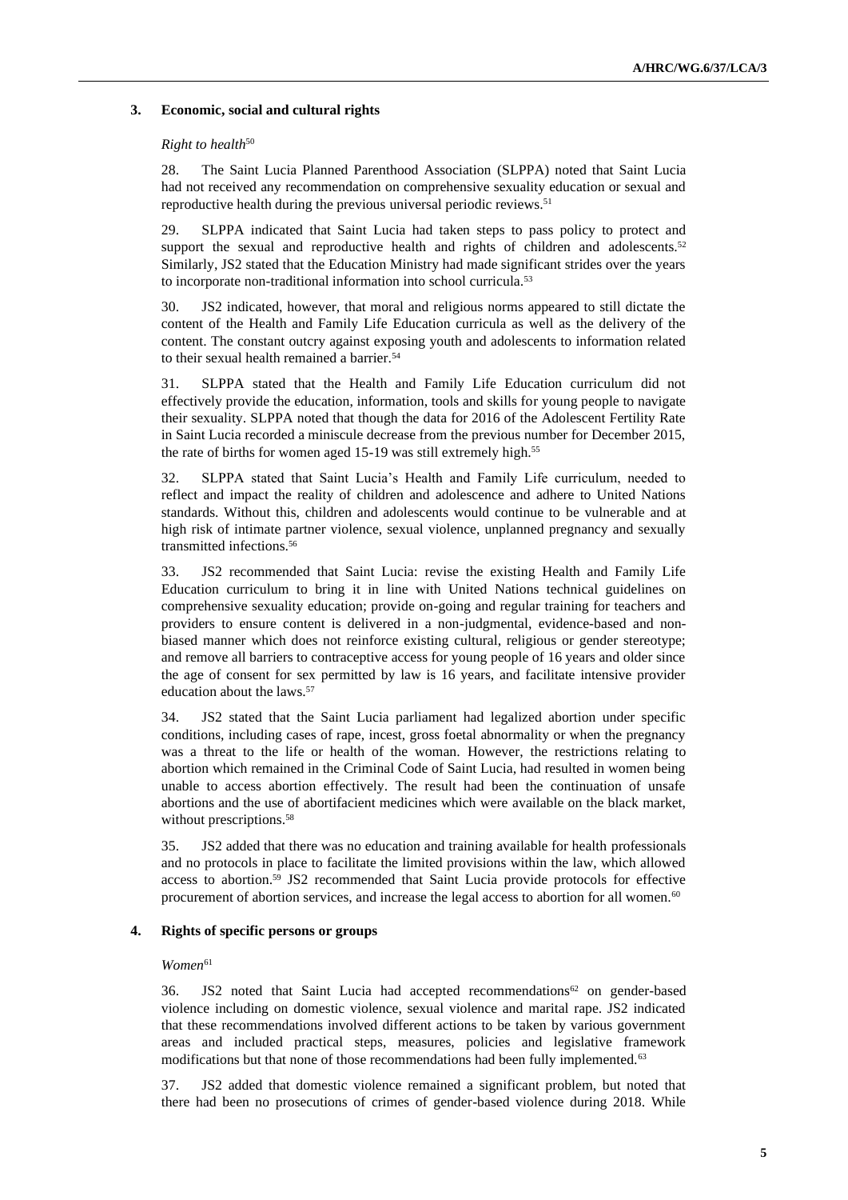### 3. Economic, social and cultural rights

*Right to health*[50]

28. The Saint Lucia Planned Parenthood Association (SLPPA) noted that Saint Lucia had not received any recommendation on comprehensive sexuality education or sexual and reproductive health during the previous universal periodic reviews.[51]

29. SLPPA indicated that Saint Lucia had taken steps to pass policy to protect and support the sexual and reproductive health and rights of children and adolescents.[52] Similarly, JS2 stated that the Education Ministry had made significant strides over the years to incorporate non-traditional information into school curricula.[53]

30. JS2 indicated, however, that moral and religious norms appeared to still dictate the content of the Health and Family Life Education curricula as well as the delivery of the content. The constant outcry against exposing youth and adolescents to information related to their sexual health remained a barrier.[54]

31. SLPPA stated that the Health and Family Life Education curriculum did not effectively provide the education, information, tools and skills for young people to navigate their sexuality. SLPPA noted that though the data for 2016 of the Adolescent Fertility Rate in Saint Lucia recorded a miniscule decrease from the previous number for December 2015, the rate of births for women aged 15-19 was still extremely high.[55]

32. SLPPA stated that Saint Lucia's Health and Family Life curriculum, needed to reflect and impact the reality of children and adolescence and adhere to United Nations standards. Without this, children and adolescents would continue to be vulnerable and at high risk of intimate partner violence, sexual violence, unplanned pregnancy and sexually transmitted infections.[56]

33. JS2 recommended that Saint Lucia: revise the existing Health and Family Life Education curriculum to bring it in line with United Nations technical guidelines on comprehensive sexuality education; provide on-going and regular training for teachers and providers to ensure content is delivered in a non-judgmental, evidence-based and non-biased manner which does not reinforce existing cultural, religious or gender stereotype; and remove all barriers to contraceptive access for young people of 16 years and older since the age of consent for sex permitted by law is 16 years, and facilitate intensive provider education about the laws.[57]

34. JS2 stated that the Saint Lucia parliament had legalized abortion under specific conditions, including cases of rape, incest, gross foetal abnormality or when the pregnancy was a threat to the life or health of the woman. However, the restrictions relating to abortion which remained in the Criminal Code of Saint Lucia, had resulted in women being unable to access abortion effectively. The result had been the continuation of unsafe abortions and the use of abortifacient medicines which were available on the black market, without prescriptions.[58]

35. JS2 added that there was no education and training available for health professionals and no protocols in place to facilitate the limited provisions within the law, which allowed access to abortion.[59] JS2 recommended that Saint Lucia provide protocols for effective procurement of abortion services, and increase the legal access to abortion for all women.[60]

### 4. Rights of specific persons or groups

*Women*[61]

36. JS2 noted that Saint Lucia had accepted recommendations[62] on gender-based violence including on domestic violence, sexual violence and marital rape. JS2 indicated that these recommendations involved different actions to be taken by various government areas and included practical steps, measures, policies and legislative framework modifications but that none of those recommendations had been fully implemented.[63]

37. JS2 added that domestic violence remained a significant problem, but noted that there had been no prosecutions of crimes of gender-based violence during 2018. While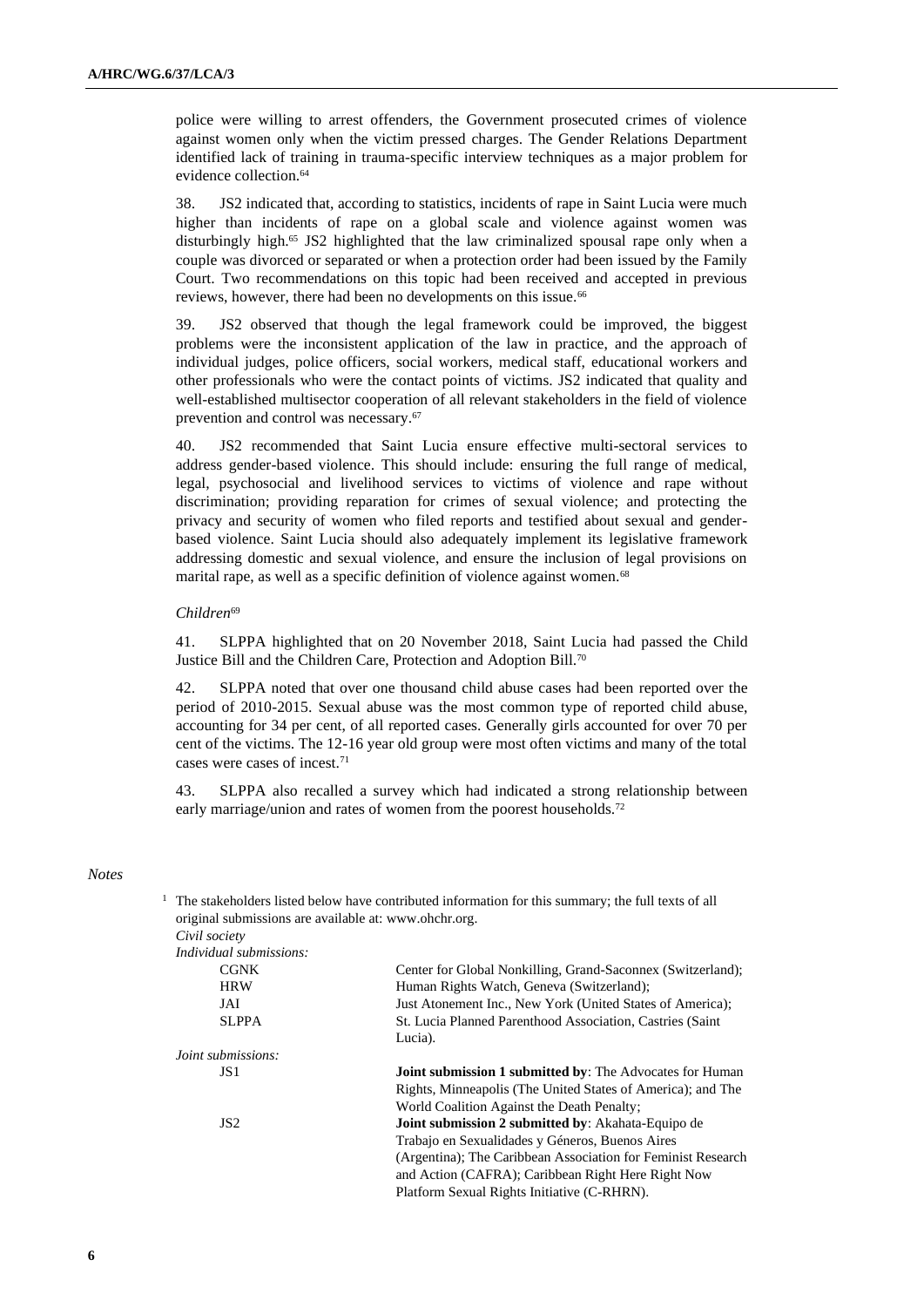police were willing to arrest offenders, the Government prosecuted crimes of violence against women only when the victim pressed charges. The Gender Relations Department identified lack of training in trauma-specific interview techniques as a major problem for evidence collection.[64]

38. JS2 indicated that, according to statistics, incidents of rape in Saint Lucia were much higher than incidents of rape on a global scale and violence against women was disturbingly high.[65] JS2 highlighted that the law criminalized spousal rape only when a couple was divorced or separated or when a protection order had been issued by the Family Court. Two recommendations on this topic had been received and accepted in previous reviews, however, there had been no developments on this issue.[66]

39. JS2 observed that though the legal framework could be improved, the biggest problems were the inconsistent application of the law in practice, and the approach of individual judges, police officers, social workers, medical staff, educational workers and other professionals who were the contact points of victims. JS2 indicated that quality and well-established multisector cooperation of all relevant stakeholders in the field of violence prevention and control was necessary.[67]

40. JS2 recommended that Saint Lucia ensure effective multi-sectoral services to address gender-based violence. This should include: ensuring the full range of medical, legal, psychosocial and livelihood services to victims of violence and rape without discrimination; providing reparation for crimes of sexual violence; and protecting the privacy and security of women who filed reports and testified about sexual and gender-based violence. Saint Lucia should also adequately implement its legislative framework addressing domestic and sexual violence, and ensure the inclusion of legal provisions on marital rape, as well as a specific definition of violence against women.[68]

*Children*[69]

41. SLPPA highlighted that on 20 November 2018, Saint Lucia had passed the Child Justice Bill and the Children Care, Protection and Adoption Bill.[70]

42. SLPPA noted that over one thousand child abuse cases had been reported over the period of 2010-2015. Sexual abuse was the most common type of reported child abuse, accounting for 34 per cent, of all reported cases. Generally girls accounted for over 70 per cent of the victims. The 12-16 year old group were most often victims and many of the total cases were cases of incest.[71]

43. SLPPA also recalled a survey which had indicated a strong relationship between early marriage/union and rates of women from the poorest households.[72]

*Notes*

[1] The stakeholders listed below have contributed information for this summary; the full texts of all original submissions are available at: www.ohchr.org.

*Civil society*

*Individual submissions:*

| | |
|---|---|
| CGNK | Center for Global Nonkilling, Grand-Saconnex (Switzerland); |
| HRW | Human Rights Watch, Geneva (Switzerland); |
| JAI | Just Atonement Inc., New York (United States of America); |
| SLPPA | St. Lucia Planned Parenthood Association, Castries (Saint Lucia). |

*Joint submissions:*

| | |
|---|---|
| JS1 | **Joint submission 1 submitted by**: The Advocates for Human Rights, Minneapolis (The United States of America); and The World Coalition Against the Death Penalty; |
| JS2 | **Joint submission 2 submitted by**: Akahata-Equipo de Trabajo en Sexualidades y Géneros, Buenos Aires (Argentina); The Caribbean Association for Feminist Research and Action (CAFRA); Caribbean Right Here Right Now Platform Sexual Rights Initiative (C-RHRN). |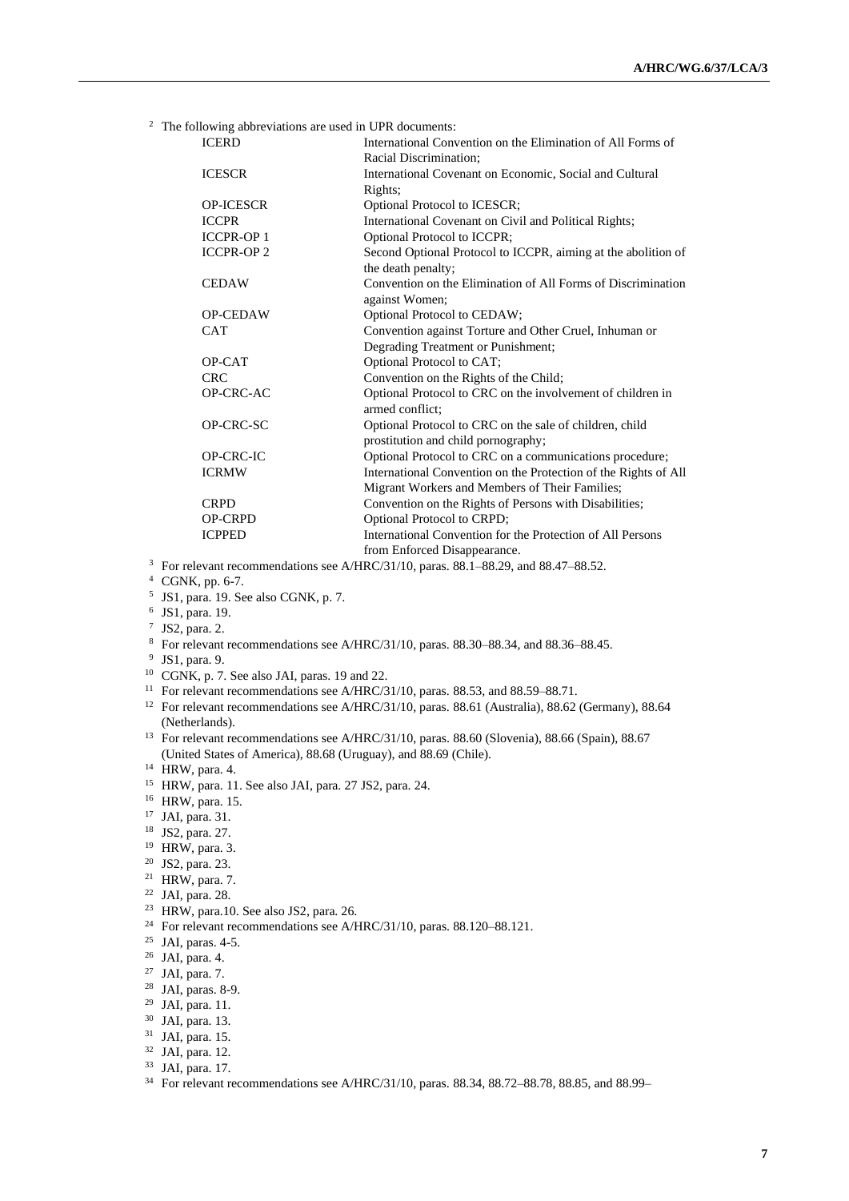[2] The following abbreviations are used in UPR documents:

| | |
|---|---|
| ICERD | International Convention on the Elimination of All Forms of Racial Discrimination; |
| ICESCR | International Covenant on Economic, Social and Cultural Rights; |
| OP-ICESCR | Optional Protocol to ICESCR; |
| ICCPR | International Covenant on Civil and Political Rights; |
| ICCPR-OP 1 | Optional Protocol to ICCPR; |
| ICCPR-OP 2 | Second Optional Protocol to ICCPR, aiming at the abolition of the death penalty; |
| CEDAW | Convention on the Elimination of All Forms of Discrimination against Women; |
| OP-CEDAW | Optional Protocol to CEDAW; |
| CAT | Convention against Torture and Other Cruel, Inhuman or Degrading Treatment or Punishment; |
| OP-CAT | Optional Protocol to CAT; |
| CRC | Convention on the Rights of the Child; |
| OP-CRC-AC | Optional Protocol to CRC on the involvement of children in armed conflict; |
| OP-CRC-SC | Optional Protocol to CRC on the sale of children, child prostitution and child pornography; |
| OP-CRC-IC | Optional Protocol to CRC on a communications procedure; |
| ICRMW | International Convention on the Protection of the Rights of All Migrant Workers and Members of Their Families; |
| CRPD | Convention on the Rights of Persons with Disabilities; |
| OP-CRPD | Optional Protocol to CRPD; |
| ICPPED | International Convention for the Protection of All Persons from Enforced Disappearance. |

[3] For relevant recommendations see A/HRC/31/10, paras. 88.1–88.29, and 88.47–88.52.

[4] CGNK, pp. 6-7.

[5] JS1, para. 19. See also CGNK, p. 7.

[6] JS1, para. 19.

[7] JS2, para. 2.

[8] For relevant recommendations see A/HRC/31/10, paras. 88.30–88.34, and 88.36–88.45.

[9] JS1, para. 9.

[10] CGNK, p. 7. See also JAI, paras. 19 and 22.

[11] For relevant recommendations see A/HRC/31/10, paras. 88.53, and 88.59–88.71.

[12] For relevant recommendations see A/HRC/31/10, paras. 88.61 (Australia), 88.62 (Germany), 88.64 (Netherlands).

[13] For relevant recommendations see A/HRC/31/10, paras. 88.60 (Slovenia), 88.66 (Spain), 88.67 (United States of America), 88.68 (Uruguay), and 88.69 (Chile).

[14] HRW, para. 4.

[15] HRW, para. 11. See also JAI, para. 27 JS2, para. 24.

[16] HRW, para. 15.

[17] JAI, para. 31.

[18] JS2, para. 27.

[19] HRW, para. 3.

[20] JS2, para. 23.

[21] HRW, para. 7.

[22] JAI, para. 28.

[23] HRW, para.10. See also JS2, para. 26.

[24] For relevant recommendations see A/HRC/31/10, paras. 88.120–88.121.

[25] JAI, paras. 4-5.

[26] JAI, para. 4.

[27] JAI, para. 7.

[28] JAI, paras. 8-9.

[29] JAI, para. 11.

[30] JAI, para. 13.

[31] JAI, para. 15.

[32] JAI, para. 12.

[33] JAI, para. 17.

[34] For relevant recommendations see A/HRC/31/10, paras. 88.34, 88.72–88.78, 88.85, and 88.99–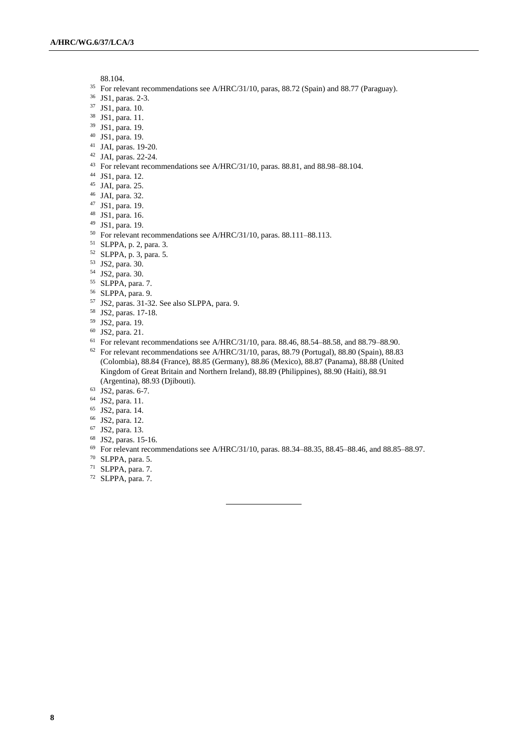88.104.

[35] For relevant recommendations see A/HRC/31/10, paras, 88.72 (Spain) and 88.77 (Paraguay).

[36] JS1, paras. 2-3.

[37] JS1, para. 10.

[38] JS1, para. 11.

[39] JS1, para. 19.

[40] JS1, para. 19.

[41] JAI, paras. 19-20.

[42] JAI, paras. 22-24.

[43] For relevant recommendations see A/HRC/31/10, paras. 88.81, and 88.98–88.104.

[44] JS1, para. 12.

[45] JAI, para. 25.

[46] JAI, para. 32.

[47] JS1, para. 19.

[48] JS1, para. 16.

[49] JS1, para. 19.

[50] For relevant recommendations see A/HRC/31/10, paras. 88.111–88.113.

[51] SLPPA, p. 2, para. 3.

[52] SLPPA, p. 3, para. 5.

[53] JS2, para. 30.

[54] JS2, para. 30.

[55] SLPPA, para. 7.

[56] SLPPA, para. 9.

[57] JS2, paras. 31-32. See also SLPPA, para. 9.

[58] JS2, paras. 17-18.

[59] JS2, para. 19.

[60] JS2, para. 21.

[61] For relevant recommendations see A/HRC/31/10, para. 88.46, 88.54–88.58, and 88.79–88.90.

[62] For relevant recommendations see A/HRC/31/10, paras, 88.79 (Portugal), 88.80 (Spain), 88.83 (Colombia), 88.84 (France), 88.85 (Germany), 88.86 (Mexico), 88.87 (Panama), 88.88 (United Kingdom of Great Britain and Northern Ireland), 88.89 (Philippines), 88.90 (Haiti), 88.91 (Argentina), 88.93 (Djibouti).

[63] JS2, paras. 6-7.

[64] JS2, para. 11.

[65] JS2, para. 14.

[66] JS2, para. 12.

[67] JS2, para. 13.

[68] JS2, paras. 15-16.

[69] For relevant recommendations see A/HRC/31/10, paras. 88.34–88.35, 88.45–88.46, and 88.85–88.97.

[70] SLPPA, para. 5.

[71] SLPPA, para. 7.

[72] SLPPA, para. 7.